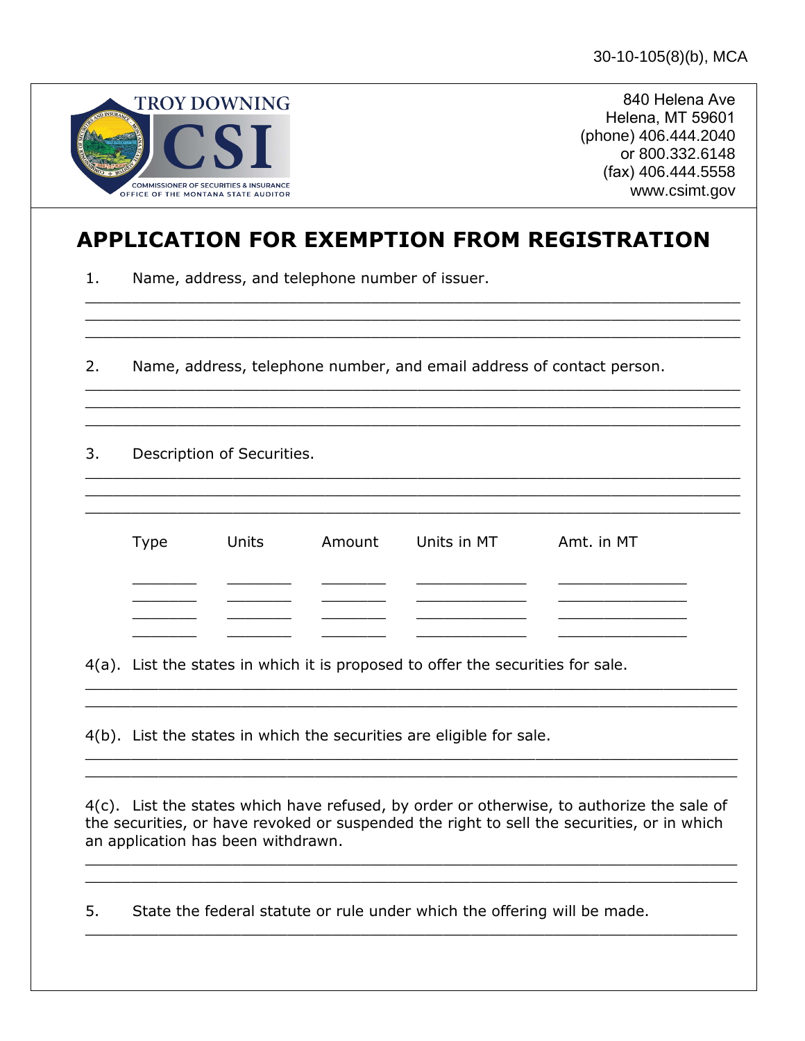30-10-105(8)(b), MCA

TROY DOWNING

CSI

COMMISSIONER OF SECURITIES & INSURANCE
OFFICE OF THE MONTANA STATE AUDITOR

840 Helena Ave
Helena, MT 59601
(phone) 406.444.2040
or 800.332.6148
(fax) 406.444.5558
www.csimt.gov

# APPLICATION FOR EXEMPTION FROM REGISTRATION

1. Name, address, and telephone number of issuer.

______________________________________________________________________
______________________________________________________________________
______________________________________________________________________

2. Name, address, telephone number, and email address of contact person.

______________________________________________________________________
______________________________________________________________________
______________________________________________________________________

3. Description of Securities.

______________________________________________________________________
______________________________________________________________________
______________________________________________________________________

| Type | Units | Amount | Units in MT | Amt. in MT |
|---|---|---|---|---|
| _______ | _______ | _______ | ___________ | ____________ |
| _______ | _______ | _______ | ___________ | ____________ |
| _______ | _______ | _______ | ___________ | ____________ |
| _______ | _______ | _______ | ___________ | ____________ |

4(a). List the states in which it is proposed to offer the securities for sale.

______________________________________________________________________
______________________________________________________________________

4(b). List the states in which the securities are eligible for sale.

______________________________________________________________________
______________________________________________________________________

4(c). List the states which have refused, by order or otherwise, to authorize the sale of the securities, or have revoked or suspended the right to sell the securities, or in which an application has been withdrawn.

______________________________________________________________________
______________________________________________________________________

5. State the federal statute or rule under which the offering will be made.

______________________________________________________________________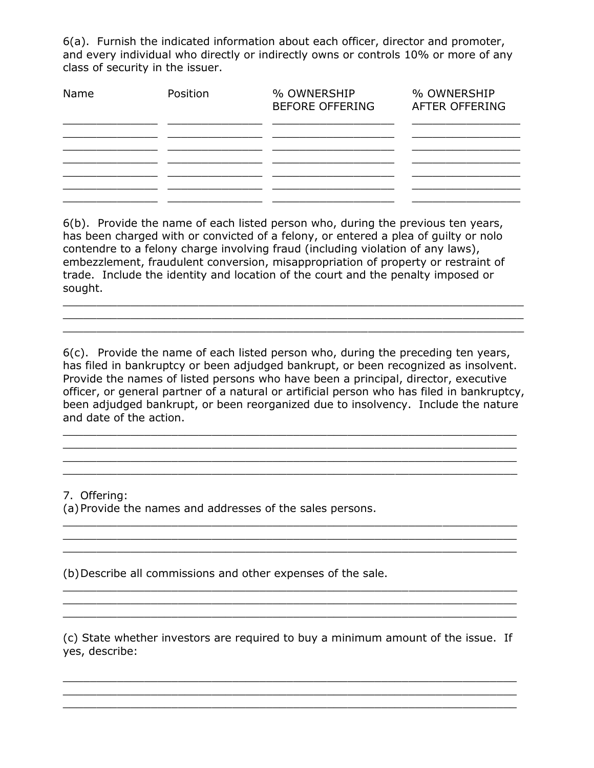6(a). Furnish the indicated information about each officer, director and promoter, and every individual who directly or indirectly owns or controls 10% or more of any class of security in the issuer.

| Name | Position | % OWNERSHIP BEFORE OFFERING | % OWNERSHIP AFTER OFFERING |
|---|---|---|---|
| | | | |
| | | | |
| | | | |
| | | | |
| | | | |
| | | | |
| | | | |

6(b). Provide the name of each listed person who, during the previous ten years, has been charged with or convicted of a felony, or entered a plea of guilty or nolo contendre to a felony charge involving fraud (including violation of any laws), embezzlement, fraudulent conversion, misappropriation of property or restraint of trade. Include the identity and location of the court and the penalty imposed or sought.

______________________________________________________________________
______________________________________________________________________
______________________________________________________________________

6(c). Provide the name of each listed person who, during the preceding ten years, has filed in bankruptcy or been adjudged bankrupt, or been recognized as insolvent. Provide the names of listed persons who have been a principal, director, executive officer, or general partner of a natural or artificial person who has filed in bankruptcy, been adjudged bankrupt, or been reorganized due to insolvency. Include the nature and date of the action.

______________________________________________________________________
______________________________________________________________________
______________________________________________________________________
______________________________________________________________________

7. Offering:

(a) Provide the names and addresses of the sales persons.

______________________________________________________________________
______________________________________________________________________
______________________________________________________________________

(b) Describe all commissions and other expenses of the sale.

______________________________________________________________________
______________________________________________________________________
______________________________________________________________________

(c) State whether investors are required to buy a minimum amount of the issue. If yes, describe:

______________________________________________________________________
______________________________________________________________________
______________________________________________________________________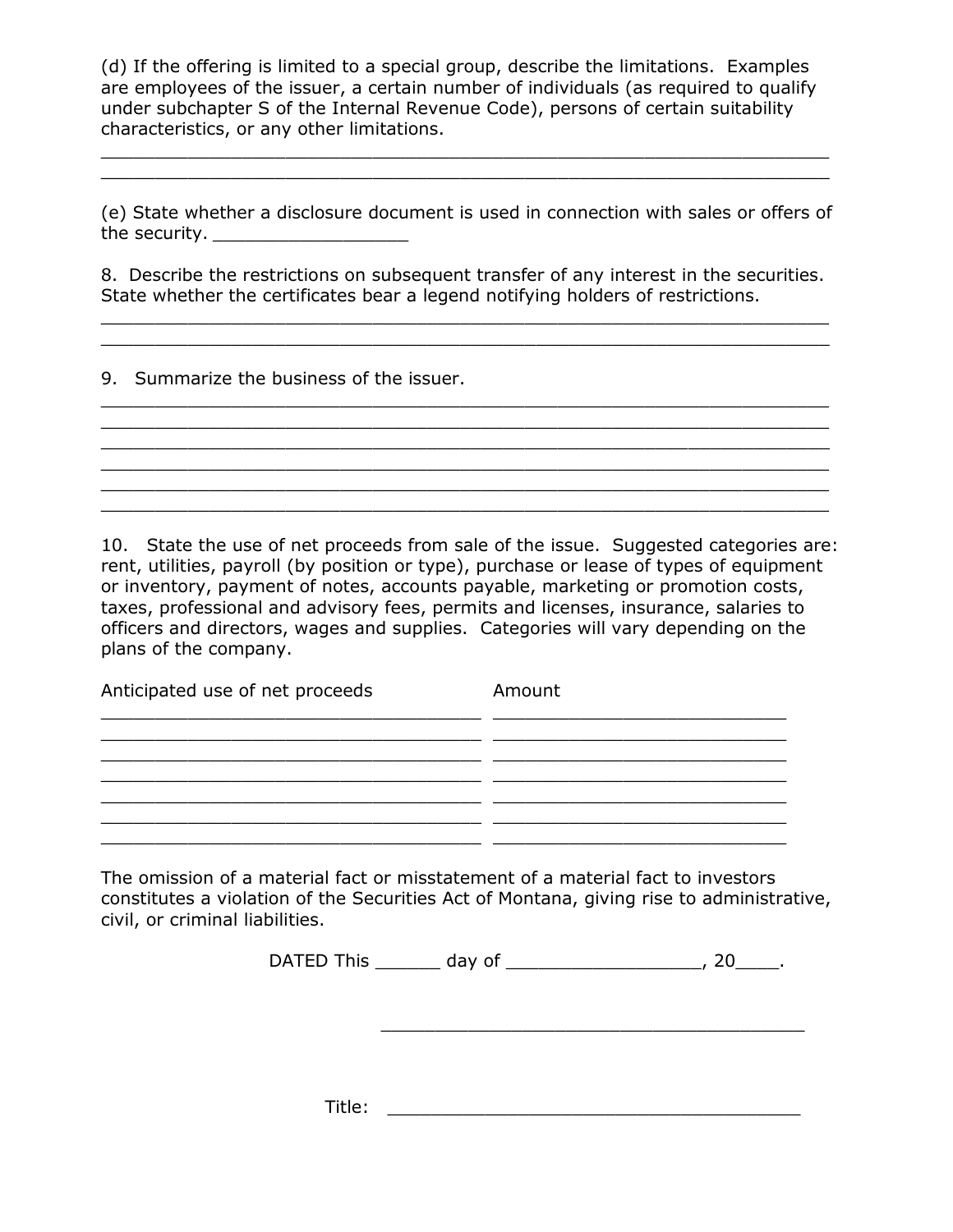(d) If the offering is limited to a special group, describe the limitations. Examples are employees of the issuer, a certain number of individuals (as required to qualify under subchapter S of the Internal Revenue Code), persons of certain suitability characteristics, or any other limitations.

_________________________________________________________________
_________________________________________________________________

(e) State whether a disclosure document is used in connection with sales or offers of the security. __________________

8. Describe the restrictions on subsequent transfer of any interest in the securities. State whether the certificates bear a legend notifying holders of restrictions.

_________________________________________________________________
_________________________________________________________________

9. Summarize the business of the issuer.

_________________________________________________________________
_________________________________________________________________
_________________________________________________________________
_________________________________________________________________
_________________________________________________________________
_________________________________________________________________

10. State the use of net proceeds from sale of the issue. Suggested categories are: rent, utilities, payroll (by position or type), purchase or lease of types of equipment or inventory, payment of notes, accounts payable, marketing or promotion costs, taxes, professional and advisory fees, permits and licenses, insurance, salaries to officers and directors, wages and supplies. Categories will vary depending on the plans of the company.

| Anticipated use of net proceeds | Amount |
|---|---|
| | |
| | |
| | |
| | |
| | |
| | |
| | |

The omission of a material fact or misstatement of a material fact to investors constitutes a violation of the Securities Act of Montana, giving rise to administrative, civil, or criminal liabilities.

DATED This ______ day of __________________, 20____.

_______________________________________

Title: _______________________________________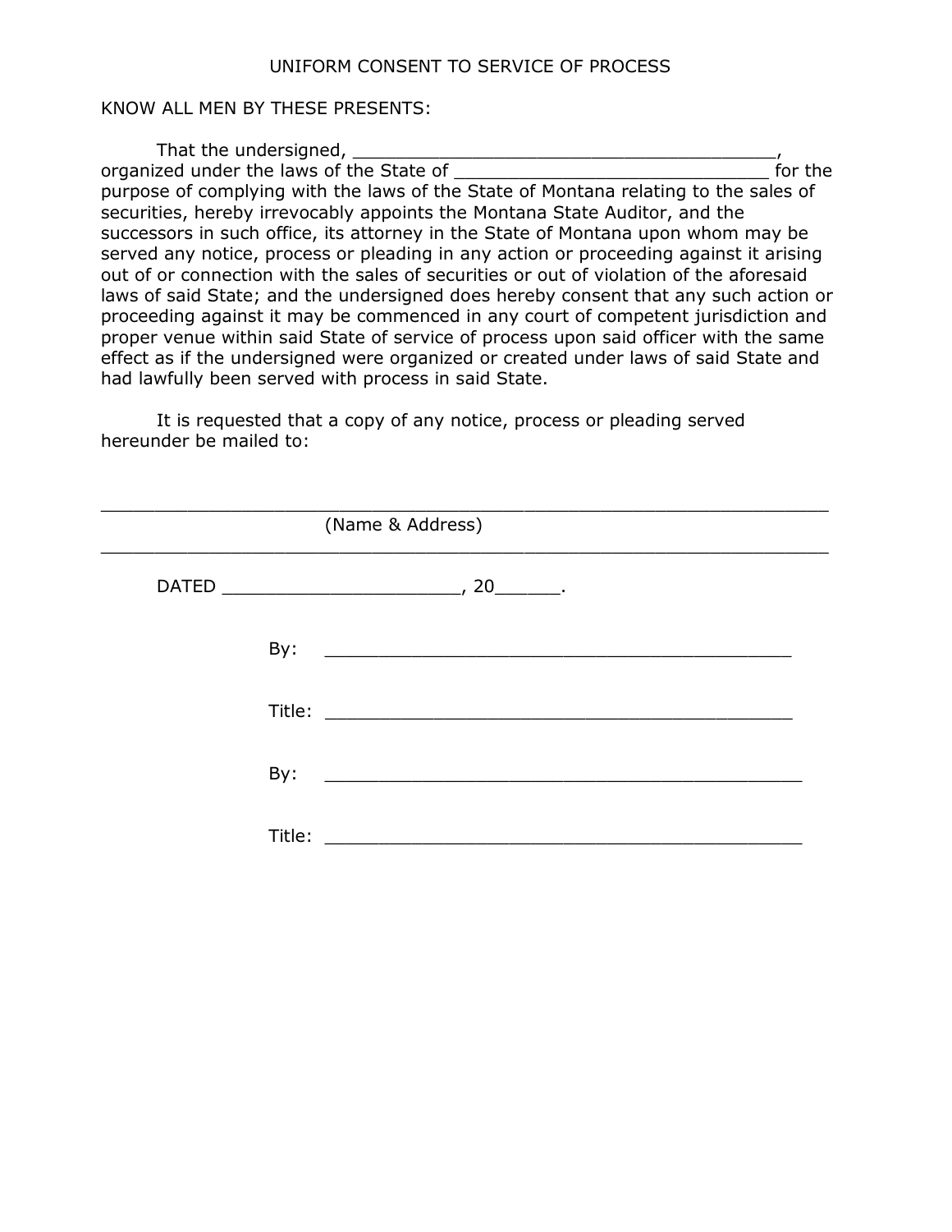UNIFORM CONSENT TO SERVICE OF PROCESS

KNOW ALL MEN BY THESE PRESENTS:

That the undersigned, ________________________________________, organized under the laws of the State of ______________________________ for the purpose of complying with the laws of the State of Montana relating to the sales of securities, hereby irrevocably appoints the Montana State Auditor, and the successors in such office, its attorney in the State of Montana upon whom may be served any notice, process or pleading in any action or proceeding against it arising out of or connection with the sales of securities or out of violation of the aforesaid laws of said State; and the undersigned does hereby consent that any such action or proceeding against it may be commenced in any court of competent jurisdiction and proper venue within said State of service of process upon said officer with the same effect as if the undersigned were organized or created under laws of said State and had lawfully been served with process in said State.

It is requested that a copy of any notice, process or pleading served hereunder be mailed to:

_____________________________________________________________________

(Name & Address)

_____________________________________________________________________

DATED ______________________, 20______.

By: ____________________________________________

Title: ____________________________________________

By: ____________________________________________

Title: ____________________________________________